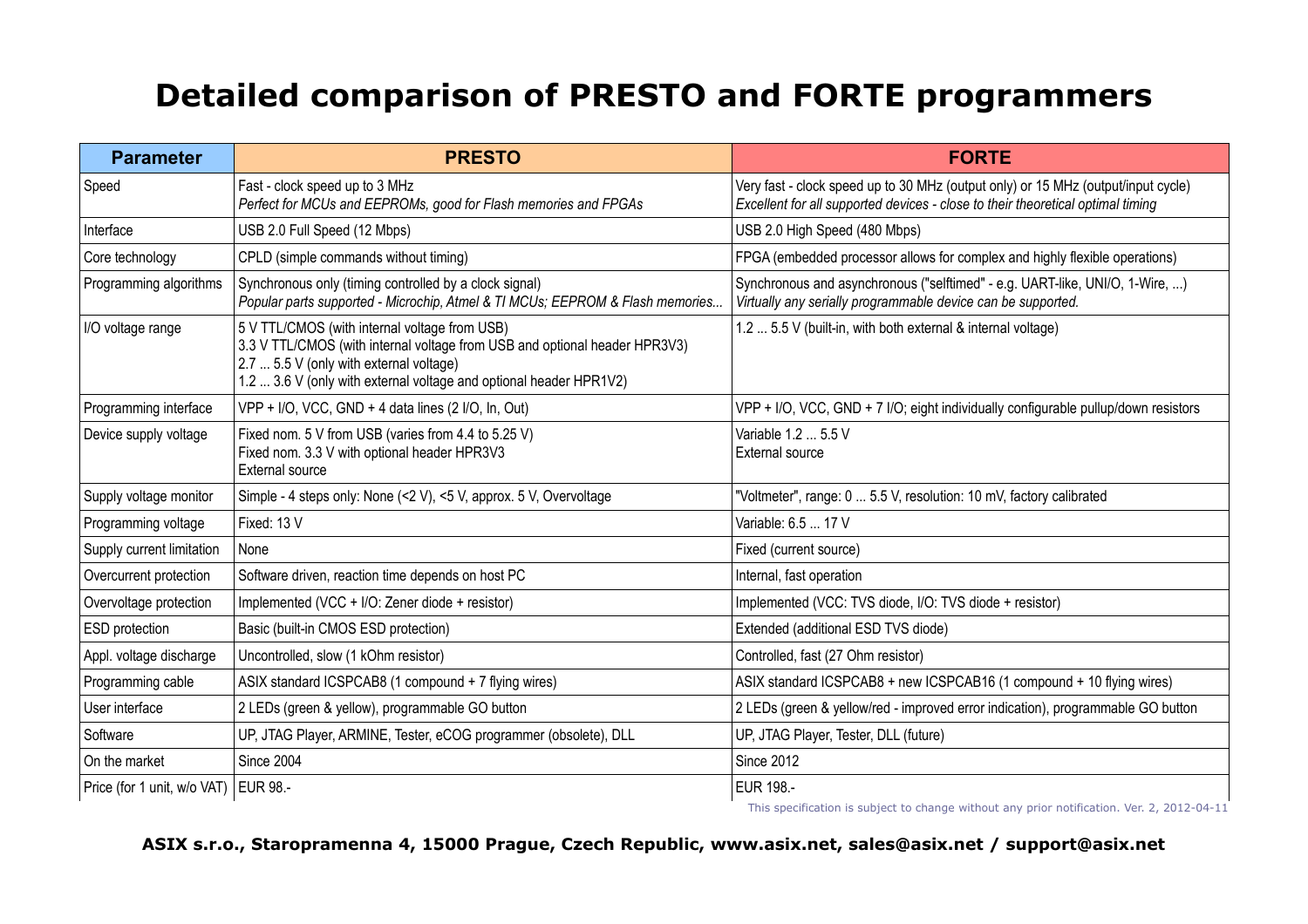# Detailed comparison of PRESTO and FORTE programmers

| Parameter | PRESTO | FORTE |
|---|---|---|
| Speed | Fast - clock speed up to 3 MHz<br>*Perfect for MCUs and EEPROMs, good for Flash memories and FPGAs* | Very fast - clock speed up to 30 MHz (output only) or 15 MHz (output/input cycle)<br>*Excellent for all supported devices - close to their theoretical optimal timing* |
| Interface | USB 2.0 Full Speed (12 Mbps) | USB 2.0 High Speed (480 Mbps) |
| Core technology | CPLD (simple commands without timing) | FPGA (embedded processor allows for complex and highly flexible operations) |
| Programming algorithms | Synchronous only (timing controlled by a clock signal)<br>*Popular parts supported - Microchip, Atmel & TI MCUs; EEPROM & Flash memories...* | Synchronous and asynchronous ("selftimed" - e.g. UART-like, UNI/O, 1-Wire, ...)<br>*Virtually any serially programmable device can be supported.* |
| I/O voltage range | 5 V TTL/CMOS (with internal voltage from USB)<br>3.3 V TTL/CMOS (with internal voltage from USB and optional header HPR3V3)<br>2.7 ... 5.5 V (only with external voltage)<br>1.2 ... 3.6 V (only with external voltage and optional header HPR1V2) | 1.2 ... 5.5 V (built-in, with both external & internal voltage) |
| Programming interface | VPP + I/O, VCC, GND + 4 data lines (2 I/O, In, Out) | VPP + I/O, VCC, GND + 7 I/O; eight individually configurable pullup/down resistors |
| Device supply voltage | Fixed nom. 5 V from USB (varies from 4.4 to 5.25 V)<br>Fixed nom. 3.3 V with optional header HPR3V3<br>External source | Variable 1.2 ... 5.5 V<br>External source |
| Supply voltage monitor | Simple - 4 steps only: None (<2 V), <5 V, approx. 5 V, Overvoltage | "Voltmeter", range: 0 ... 5.5 V, resolution: 10 mV, factory calibrated |
| Programming voltage | Fixed: 13 V | Variable: 6.5 ... 17 V |
| Supply current limitation | None | Fixed (current source) |
| Overcurrent protection | Software driven, reaction time depends on host PC | Internal, fast operation |
| Overvoltage protection | Implemented (VCC + I/O: Zener diode + resistor) | Implemented (VCC: TVS diode, I/O: TVS diode + resistor) |
| ESD protection | Basic (built-in CMOS ESD protection) | Extended (additional ESD TVS diode) |
| Appl. voltage discharge | Uncontrolled, slow (1 kOhm resistor) | Controlled, fast (27 Ohm resistor) |
| Programming cable | ASIX standard ICSPCAB8 (1 compound + 7 flying wires) | ASIX standard ICSPCAB8 + new ICSPCAB16 (1 compound + 10 flying wires) |
| User interface | 2 LEDs (green & yellow), programmable GO button | 2 LEDs (green & yellow/red - improved error indication), programmable GO button |
| Software | UP, JTAG Player, ARMINE, Tester, eCOG programmer (obsolete), DLL | UP, JTAG Player, Tester, DLL (future) |
| On the market | Since 2004 | Since 2012 |
| Price (for 1 unit, w/o VAT) | EUR 98.- | EUR 198.- |

This specification is subject to change without any prior notification. Ver. 2, 2012-04-11

**ASIX s.r.o., Staropramenna 4, 15000 Prague, Czech Republic, www.asix.net, sales@asix.net / support@asix.net**